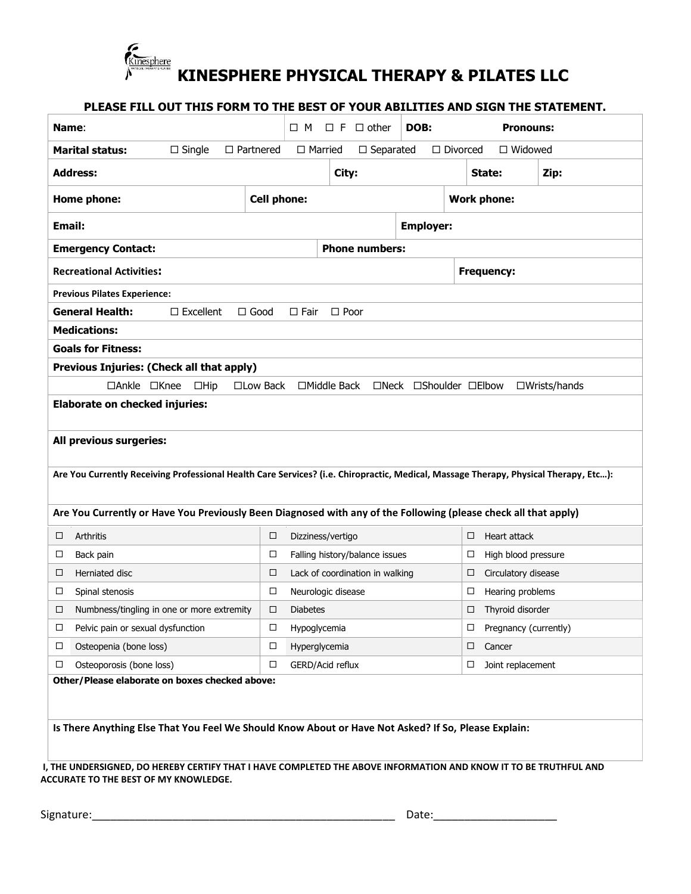# KINESPHERE PHYSICAL THERAPY & PILATES LLC

**PLEASE FILL OUT THIS FORM TO THE BEST OF YOUR ABILITIES AND SIGN THE STATEMENT.**

**Name**: ☐ M ☐ F ☐ other **DOB:** **Pronouns:**

**Marital status:** ☐ Single ☐ Partnered ☐ Married ☐ Separated ☐ Divorced ☐ Widowed

**Address:** **City:** **State:** **Zip:**

**Home phone:** **Cell phone:** **Work phone:**

**Email:** **Employer:**

**Emergency Contact:** **Phone numbers:**

**Recreational Activities:** **Frequency:**

**Previous Pilates Experience:**

**General Health:** ☐ Excellent ☐ Good ☐ Fair ☐ Poor

**Medications:**

**Goals for Fitness:**

**Previous Injuries: (Check all that apply)**

☐Ankle ☐Knee ☐Hip ☐Low Back ☐Middle Back ☐Neck ☐Shoulder ☐Elbow ☐Wrists/hands

**Elaborate on checked injuries:**

**All previous surgeries:**

**Are You Currently Receiving Professional Health Care Services? (i.e. Chiropractic, Medical, Massage Therapy, Physical Therapy, Etc…):**

**Are You Currently or Have You Previously Been Diagnosed with any of the Following (please check all that apply)**

| | | | | | |
|---|---|---|---|---|---|
| ☐ | Arthritis | ☐ | Dizziness/vertigo | ☐ | Heart attack |
| ☐ | Back pain | ☐ | Falling history/balance issues | ☐ | High blood pressure |
| ☐ | Herniated disc | ☐ | Lack of coordination in walking | ☐ | Circulatory disease |
| ☐ | Spinal stenosis | ☐ | Neurologic disease | ☐ | Hearing problems |
| ☐ | Numbness/tingling in one or more extremity | ☐ | Diabetes | ☐ | Thyroid disorder |
| ☐ | Pelvic pain or sexual dysfunction | ☐ | Hypoglycemia | ☐ | Pregnancy (currently) |
| ☐ | Osteopenia (bone loss) | ☐ | Hyperglycemia | ☐ | Cancer |
| ☐ | Osteoporosis (bone loss) | ☐ | GERD/Acid reflux | ☐ | Joint replacement |

**Other/Please elaborate on boxes checked above:**

**Is There Anything Else That You Feel We Should Know About or Have Not Asked? If So, Please Explain:**

**I, THE UNDERSIGNED, DO HEREBY CERTIFY THAT I HAVE COMPLETED THE ABOVE INFORMATION AND KNOW IT TO BE TRUTHFUL AND ACCURATE TO THE BEST OF MY KNOWLEDGE.**

Signature:____________________________________________________ Date:_____________________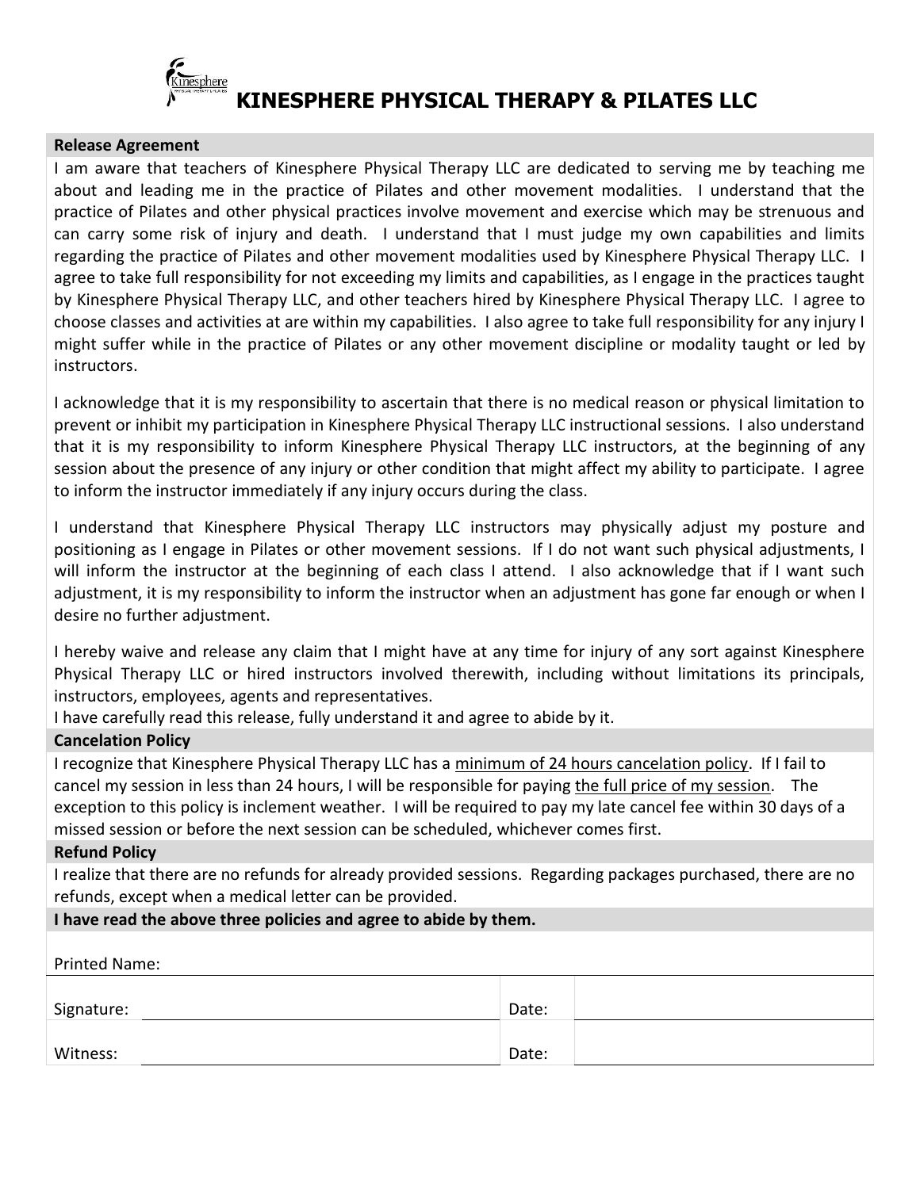# KINESPHERE PHYSICAL THERAPY & PILATES LLC

**Release Agreement**

I am aware that teachers of Kinesphere Physical Therapy LLC are dedicated to serving me by teaching me about and leading me in the practice of Pilates and other movement modalities. I understand that the practice of Pilates and other physical practices involve movement and exercise which may be strenuous and can carry some risk of injury and death. I understand that I must judge my own capabilities and limits regarding the practice of Pilates and other movement modalities used by Kinesphere Physical Therapy LLC. I agree to take full responsibility for not exceeding my limits and capabilities, as I engage in the practices taught by Kinesphere Physical Therapy LLC, and other teachers hired by Kinesphere Physical Therapy LLC. I agree to choose classes and activities at are within my capabilities. I also agree to take full responsibility for any injury I might suffer while in the practice of Pilates or any other movement discipline or modality taught or led by instructors.

I acknowledge that it is my responsibility to ascertain that there is no medical reason or physical limitation to prevent or inhibit my participation in Kinesphere Physical Therapy LLC instructional sessions. I also understand that it is my responsibility to inform Kinesphere Physical Therapy LLC instructors, at the beginning of any session about the presence of any injury or other condition that might affect my ability to participate. I agree to inform the instructor immediately if any injury occurs during the class.

I understand that Kinesphere Physical Therapy LLC instructors may physically adjust my posture and positioning as I engage in Pilates or other movement sessions. If I do not want such physical adjustments, I will inform the instructor at the beginning of each class I attend. I also acknowledge that if I want such adjustment, it is my responsibility to inform the instructor when an adjustment has gone far enough or when I desire no further adjustment.

I hereby waive and release any claim that I might have at any time for injury of any sort against Kinesphere Physical Therapy LLC or hired instructors involved therewith, including without limitations its principals, instructors, employees, agents and representatives.
I have carefully read this release, fully understand it and agree to abide by it.

**Cancelation Policy**

I recognize that Kinesphere Physical Therapy LLC has a minimum of 24 hours cancelation policy. If I fail to cancel my session in less than 24 hours, I will be responsible for paying the full price of my session. The exception to this policy is inclement weather. I will be required to pay my late cancel fee within 30 days of a missed session or before the next session can be scheduled, whichever comes first.

**Refund Policy**

I realize that there are no refunds for already provided sessions. Regarding packages purchased, there are no refunds, except when a medical letter can be provided.

**I have read the above three policies and agree to abide by them.**

Printed Name:

| | | | |
|---|---|---|---|
| Signature: | | Date: | |
| Witness: | | Date: | |